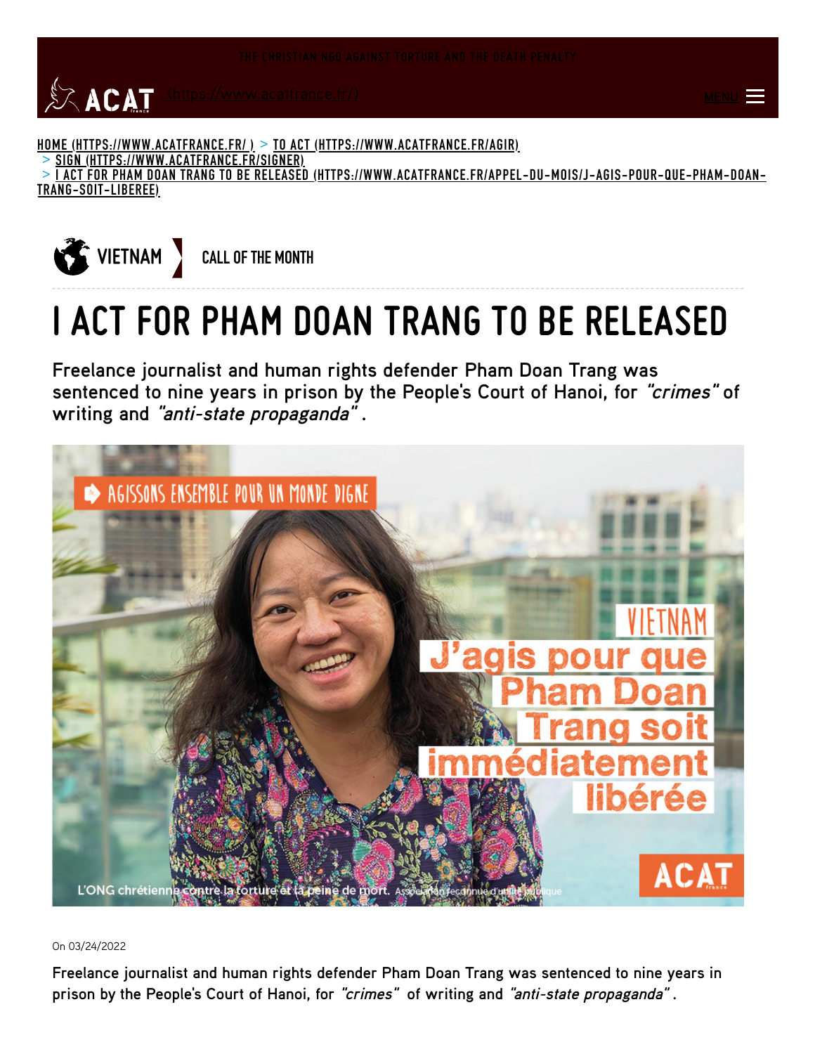THE CHRISTIAN NGO AGAINST TORTURE AND THE DEATH PENALTY

ACAT (https://www.acatfrance.fr/)

MENU

HOME (HTTPS://WWW.ACATFRANCE.FR/ ) > TO ACT (HTTPS://WWW.ACATFRANCE.FR/AGIR) > SIGN (HTTPS://WWW.ACATFRANCE.FR/SIGNER) > I ACT FOR PHAM DOAN TRANG TO BE RELEASED (HTTPS://WWW.ACATFRANCE.FR/APPEL-DU-MOIS/J-AGIS-POUR-QUE-PHAM-DOAN-TRANG-SOIT-LIBEREE)

VIETNAM | CALL OF THE MONTH

# I ACT FOR PHAM DOAN TRANG TO BE RELEASED

**Freelance journalist and human rights defender Pham Doan Trang was sentenced to nine years in prison by the People's Court of Hanoi, for *"crimes"* of writing and *"anti-state propaganda"* .**

On 03/24/2022

**Freelance journalist and human rights defender Pham Doan Trang was sentenced to nine years in prison by the People's Court of Hanoi, for *"crimes"* of writing and *"anti-state propaganda"* .**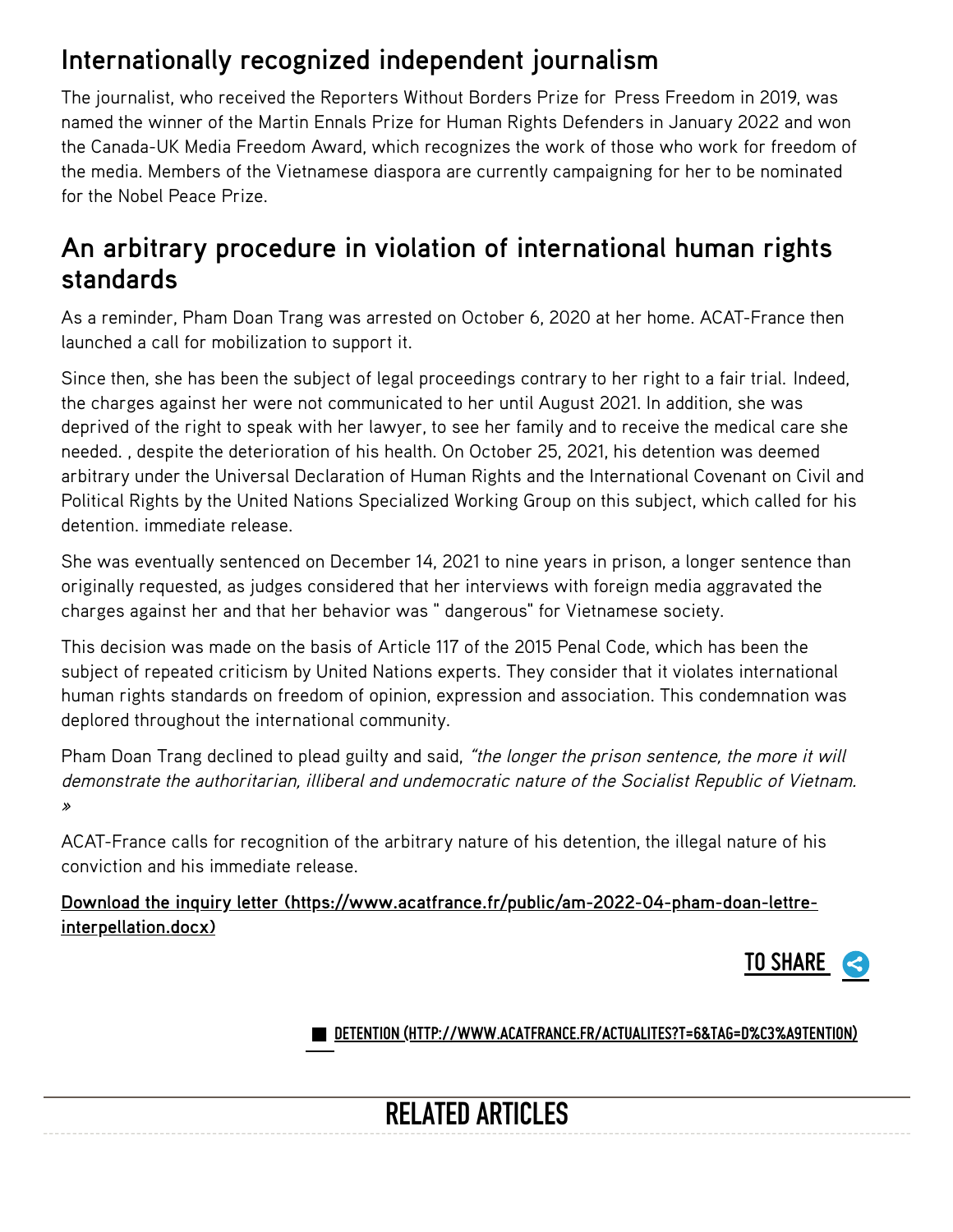## Internationally recognized independent journalism

The journalist, who received the Reporters Without Borders Prize for Press Freedom in 2019, was named the winner of the Martin Ennals Prize for Human Rights Defenders in January 2022 and won the Canada-UK Media Freedom Award, which recognizes the work of those who work for freedom of the media. Members of the Vietnamese diaspora are currently campaigning for her to be nominated for the Nobel Peace Prize.

## An arbitrary procedure in violation of international human rights standards

As a reminder, Pham Doan Trang was arrested on October 6, 2020 at her home. ACAT-France then launched a call for mobilization to support it.

Since then, she has been the subject of legal proceedings contrary to her right to a fair trial. Indeed, the charges against her were not communicated to her until August 2021. In addition, she was deprived of the right to speak with her lawyer, to see her family and to receive the medical care she needed. , despite the deterioration of his health. On October 25, 2021, his detention was deemed arbitrary under the Universal Declaration of Human Rights and the International Covenant on Civil and Political Rights by the United Nations Specialized Working Group on this subject, which called for his detention. immediate release.

She was eventually sentenced on December 14, 2021 to nine years in prison, a longer sentence than originally requested, as judges considered that her interviews with foreign media aggravated the charges against her and that her behavior was " dangerous" for Vietnamese society.

This decision was made on the basis of Article 117 of the 2015 Penal Code, which has been the subject of repeated criticism by United Nations experts. They consider that it violates international human rights standards on freedom of opinion, expression and association. This condemnation was deplored throughout the international community.

Pham Doan Trang declined to plead guilty and said, *"the longer the prison sentence, the more it will demonstrate the authoritarian, illiberal and undemocratic nature of the Socialist Republic of Vietnam. »*

ACAT-France calls for recognition of the arbitrary nature of his detention, the illegal nature of his conviction and his immediate release.

**Download the inquiry letter (https://www.acatfrance.fr/public/am-2022-04-pham-doan-lettre-interpellation.docx)**

**TO SHARE**

DETENTION (HTTP://WWW.ACATFRANCE.FR/ACTUALITES?T=6&TAG=D%C3%A9TENTION)

## RELATED ARTICLES